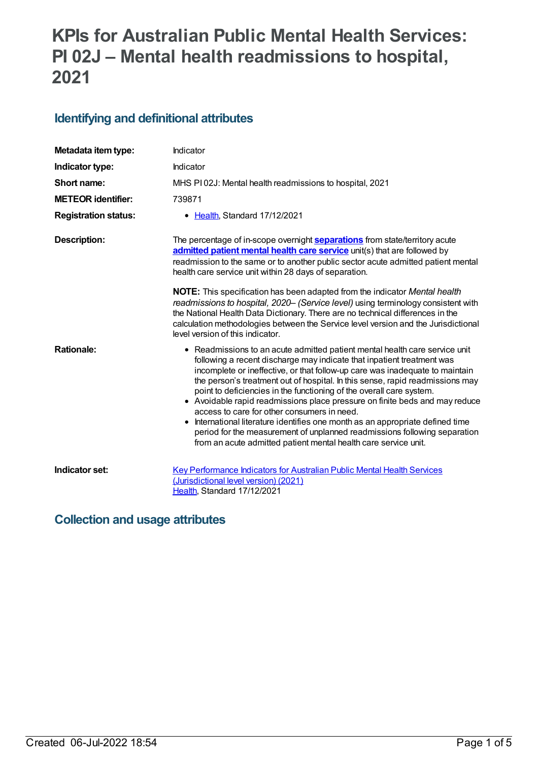# KPIs for Australian Public Mental Health Services: PI 02J – Mental health readmissions to hospital, 2021

## Identifying and definitional attributes

| | |
|---|---|
| **Metadata item type:** | Indicator |
| **Indicator type:** | Indicator |
| **Short name:** | MHS PI 02J: Mental health readmissions to hospital, 2021 |
| **METEOR identifier:** | 739871 |
| **Registration status:** | • Health, Standard 17/12/2021 |
| **Description:** | The percentage of in-scope overnight **separations** from state/territory acute **admitted patient mental health care service** unit(s) that are followed by readmission to the same or to another public sector acute admitted patient mental health care service unit within 28 days of separation.<br><br>**NOTE:** This specification has been adapted from the indicator *Mental health readmissions to hospital, 2020– (Service level)* using terminology consistent with the National Health Data Dictionary. There are no technical differences in the calculation methodologies between the Service level version and the Jurisdictional level version of this indicator. |
| **Rationale:** | • Readmissions to an acute admitted patient mental health care service unit following a recent discharge may indicate that inpatient treatment was incomplete or ineffective, or that follow-up care was inadequate to maintain the person's treatment out of hospital. In this sense, rapid readmissions may point to deficiencies in the functioning of the overall care system.<br>• Avoidable rapid readmissions place pressure on finite beds and may reduce access to care for other consumers in need.<br>• International literature identifies one month as an appropriate defined time period for the measurement of unplanned readmissions following separation from an acute admitted patient mental health care service unit. |
| **Indicator set:** | Key Performance Indicators for Australian Public Mental Health Services (Jurisdictional level version) (2021)<br>Health, Standard 17/12/2021 |

## Collection and usage attributes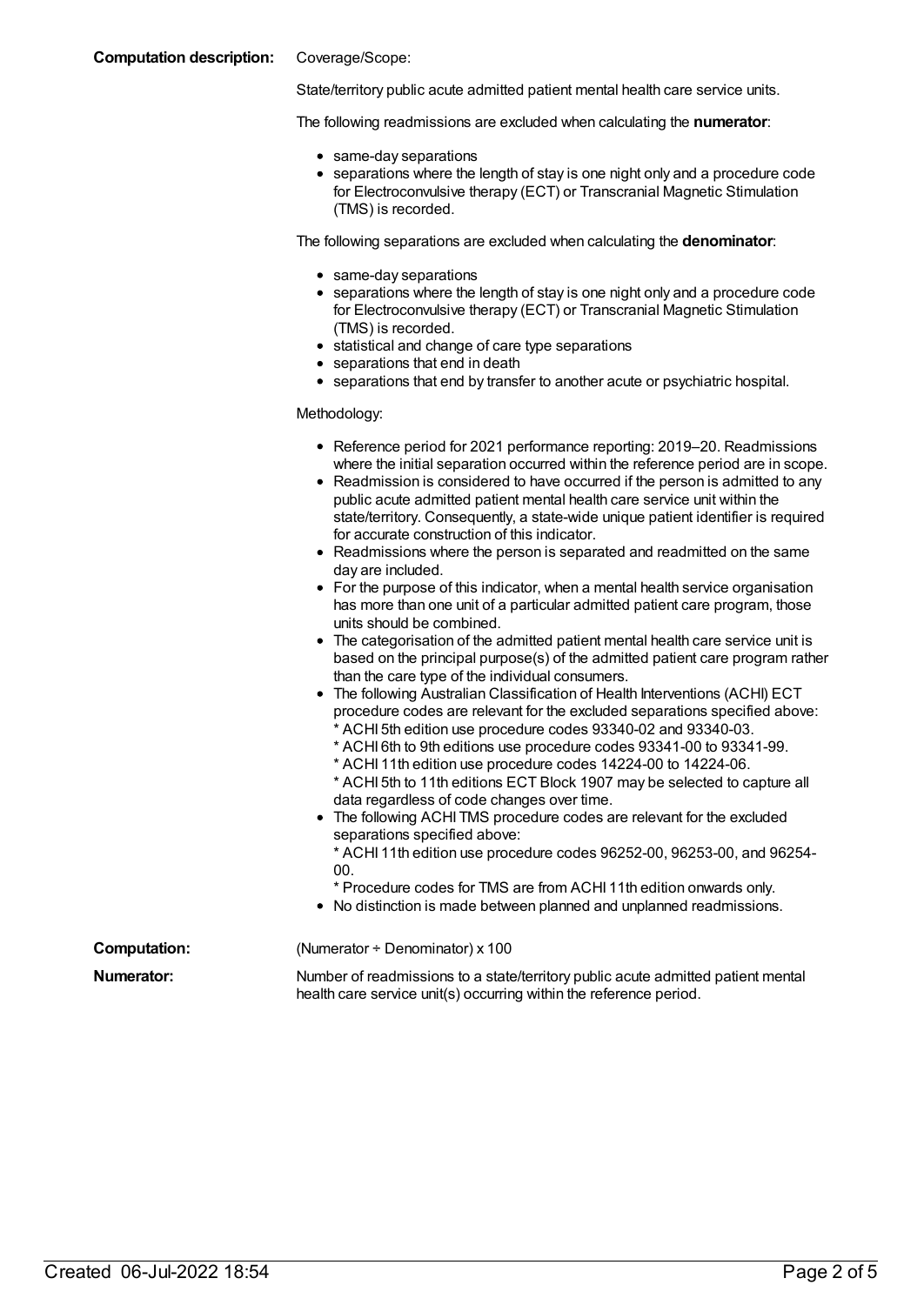**Computation description:** Coverage/Scope:

State/territory public acute admitted patient mental health care service units.

The following readmissions are excluded when calculating the **numerator**:

- same-day separations
- separations where the length of stay is one night only and a procedure code for Electroconvulsive therapy (ECT) or Transcranial Magnetic Stimulation (TMS) is recorded.

The following separations are excluded when calculating the **denominator**:

- same-day separations
- separations where the length of stay is one night only and a procedure code for Electroconvulsive therapy (ECT) or Transcranial Magnetic Stimulation (TMS) is recorded.
- statistical and change of care type separations
- separations that end in death
- separations that end by transfer to another acute or psychiatric hospital.

Methodology:

- Reference period for 2021 performance reporting: 2019–20. Readmissions where the initial separation occurred within the reference period are in scope.
- Readmission is considered to have occurred if the person is admitted to any public acute admitted patient mental health care service unit within the state/territory. Consequently, a state-wide unique patient identifier is required for accurate construction of this indicator.
- Readmissions where the person is separated and readmitted on the same day are included.
- For the purpose of this indicator, when a mental health service organisation has more than one unit of a particular admitted patient care program, those units should be combined.
- The categorisation of the admitted patient mental health care service unit is based on the principal purpose(s) of the admitted patient care program rather than the care type of the individual consumers.
- The following Australian Classification of Health Interventions (ACHI) ECT procedure codes are relevant for the excluded separations specified above:
  * ACHI 5th edition use procedure codes 93340-02 and 93340-03.
  * ACHI 6th to 9th editions use procedure codes 93341-00 to 93341-99.
  * ACHI 11th edition use procedure codes 14224-00 to 14224-06.
  * ACHI 5th to 11th editions ECT Block 1907 may be selected to capture all data regardless of code changes over time.
- The following ACHI TMS procedure codes are relevant for the excluded separations specified above:
  * ACHI 11th edition use procedure codes 96252-00, 96253-00, and 96254-00.
  * Procedure codes for TMS are from ACHI 11th edition onwards only.
- No distinction is made between planned and unplanned readmissions.

**Computation:** (Numerator ÷ Denominator) x 100

**Numerator:** Number of readmissions to a state/territory public acute admitted patient mental health care service unit(s) occurring within the reference period.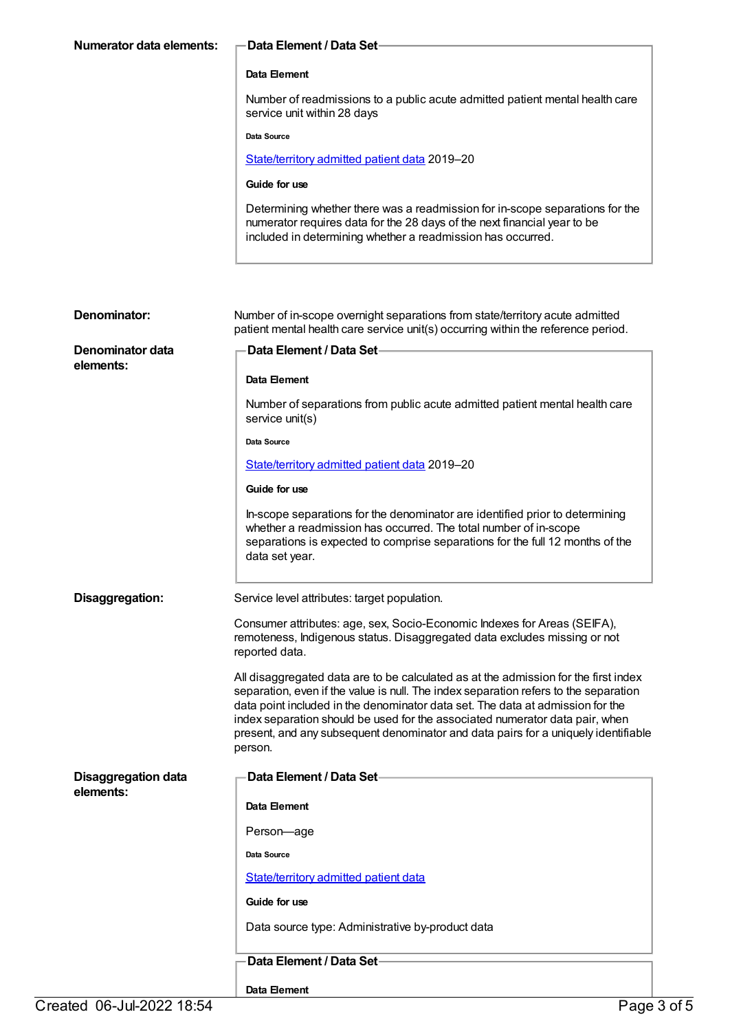**Numerator data elements:**

**Data Element / Data Set**

**Data Element**

Number of readmissions to a public acute admitted patient mental health care service unit within 28 days

**Data Source**

State/territory admitted patient data 2019–20

**Guide for use**

Determining whether there was a readmission for in-scope separations for the numerator requires data for the 28 days of the next financial year to be included in determining whether a readmission has occurred.

**Denominator:**

Number of in-scope overnight separations from state/territory acute admitted patient mental health care service unit(s) occurring within the reference period.

**Denominator data elements:**

**Data Element / Data Set**

**Data Element**

Number of separations from public acute admitted patient mental health care service unit(s)

**Data Source**

State/territory admitted patient data 2019–20

**Guide for use**

In-scope separations for the denominator are identified prior to determining whether a readmission has occurred. The total number of in-scope separations is expected to comprise separations for the full 12 months of the data set year.

**Disaggregation:**

Service level attributes: target population.

Consumer attributes: age, sex, Socio-Economic Indexes for Areas (SEIFA), remoteness, Indigenous status. Disaggregated data excludes missing or not reported data.

All disaggregated data are to be calculated as at the admission for the first index separation, even if the value is null. The index separation refers to the separation data point included in the denominator data set. The data at admission for the index separation should be used for the associated numerator data pair, when present, and any subsequent denominator and data pairs for a uniquely identifiable person.

**Disaggregation data elements:**

**Data Element / Data Set**

**Data Element**

Person—age

**Data Source**

State/territory admitted patient data

**Guide for use**

Data source type: Administrative by-product data

**Data Element / Data Set**

**Data Element**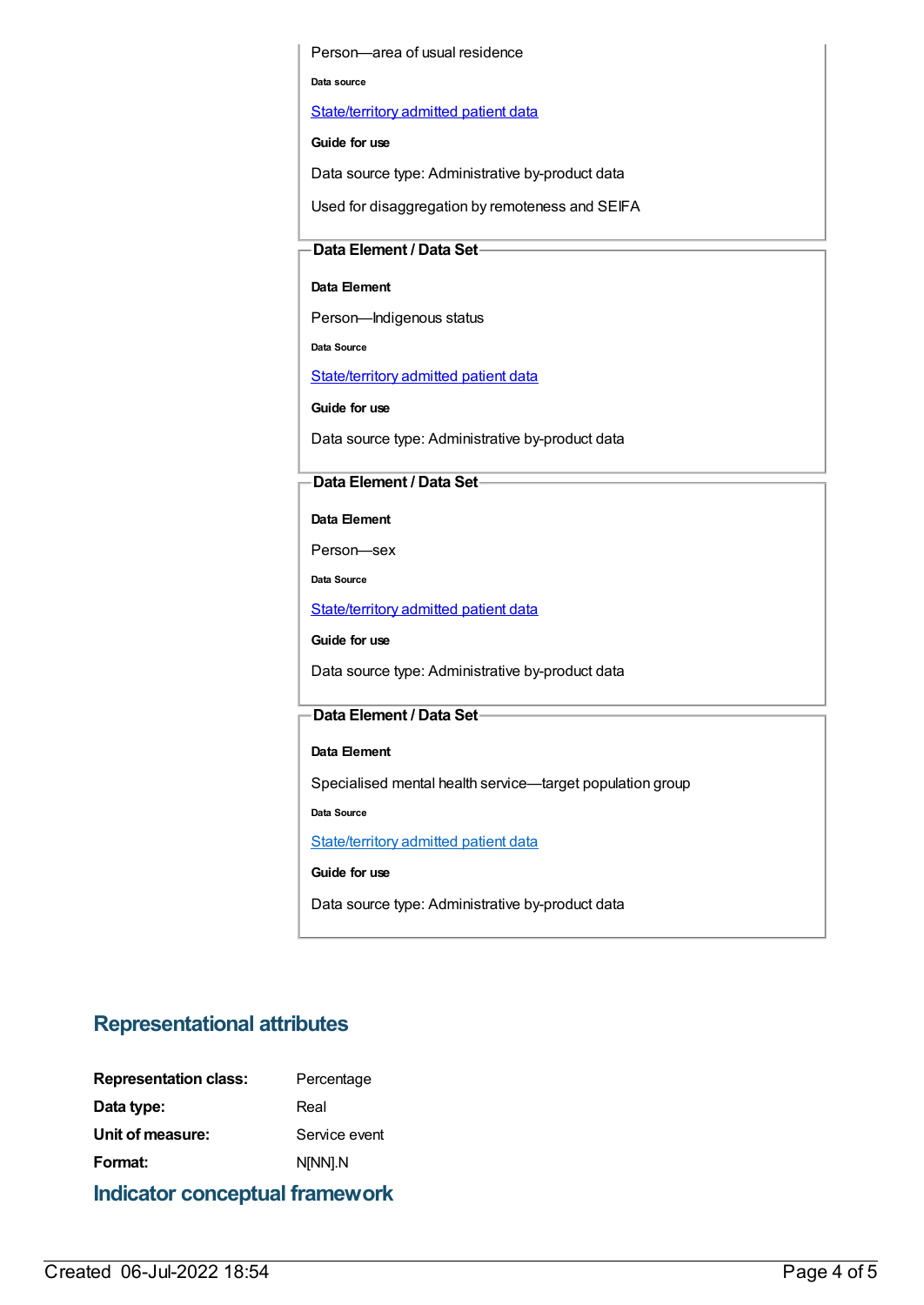Person—area of usual residence

**Data source**

State/territory admitted patient data

**Guide for use**

Data source type: Administrative by-product data

Used for disaggregation by remoteness and SEIFA

**Data Element / Data Set**

**Data Element**

Person—Indigenous status

**Data Source**

State/territory admitted patient data

**Guide for use**

Data source type: Administrative by-product data

**Data Element / Data Set**

**Data Element**

Person—sex

**Data Source**

State/territory admitted patient data

**Guide for use**

Data source type: Administrative by-product data

**Data Element / Data Set**

**Data Element**

Specialised mental health service—target population group

**Data Source**

State/territory admitted patient data

**Guide for use**

Data source type: Administrative by-product data

## Representational attributes

| | |
|---|---|
| **Representation class:** | Percentage |
| **Data type:** | Real |
| **Unit of measure:** | Service event |
| **Format:** | N[NN].N |

## Indicator conceptual framework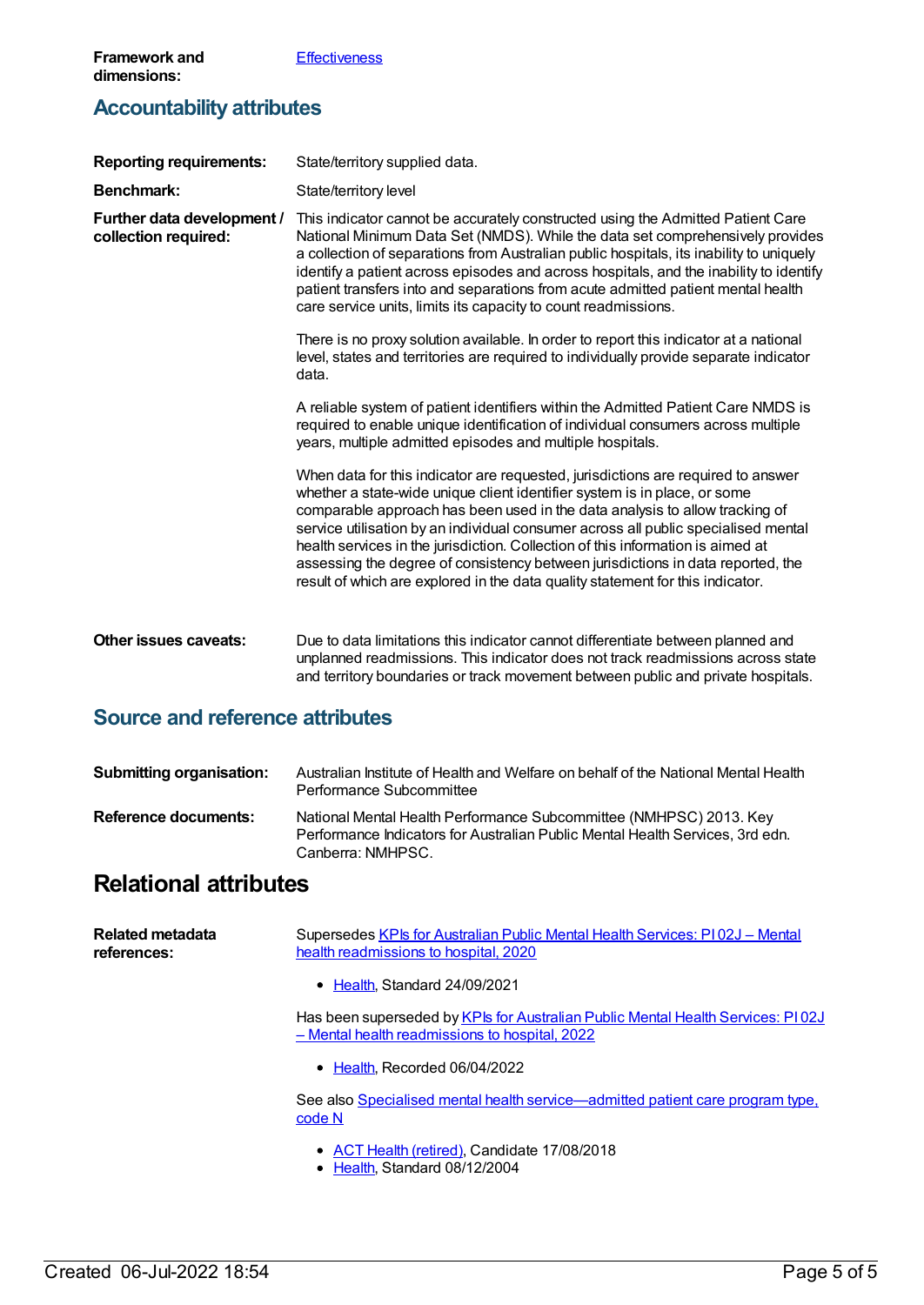**Framework and dimensions:** [Effectiveness]

## Accountability attributes

**Reporting requirements:** State/territory supplied data.

**Benchmark:** State/territory level

**Further data development / collection required:** This indicator cannot be accurately constructed using the Admitted Patient Care National Minimum Data Set (NMDS). While the data set comprehensively provides a collection of separations from Australian public hospitals, its inability to uniquely identify a patient across episodes and across hospitals, and the inability to identify patient transfers into and separations from acute admitted patient mental health care service units, limits its capacity to count readmissions.

There is no proxy solution available. In order to report this indicator at a national level, states and territories are required to individually provide separate indicator data.

A reliable system of patient identifiers within the Admitted Patient Care NMDS is required to enable unique identification of individual consumers across multiple years, multiple admitted episodes and multiple hospitals.

When data for this indicator are requested, jurisdictions are required to answer whether a state-wide unique client identifier system is in place, or some comparable approach has been used in the data analysis to allow tracking of service utilisation by an individual consumer across all public specialised mental health services in the jurisdiction. Collection of this information is aimed at assessing the degree of consistency between jurisdictions in data reported, the result of which are explored in the data quality statement for this indicator.

**Other issues caveats:** Due to data limitations this indicator cannot differentiate between planned and unplanned readmissions. This indicator does not track readmissions across state and territory boundaries or track movement between public and private hospitals.

## Source and reference attributes

**Submitting organisation:** Australian Institute of Health and Welfare on behalf of the National Mental Health Performance Subcommittee

**Reference documents:** National Mental Health Performance Subcommittee (NMHPSC) 2013. Key Performance Indicators for Australian Public Mental Health Services, 3rd edn. Canberra: NMHPSC.

# Relational attributes

**Related metadata references:**

Supersedes [KPIs for Australian Public Mental Health Services: PI 02J – Mental health readmissions to hospital, 2020]

- [Health], Standard 24/09/2021

Has been superseded by [KPIs for Australian Public Mental Health Services: PI 02J – Mental health readmissions to hospital, 2022]

- [Health], Recorded 06/04/2022

See also [Specialised mental health service—admitted patient care program type, code N]

- [ACT Health (retired)], Candidate 17/08/2018
- [Health], Standard 08/12/2004